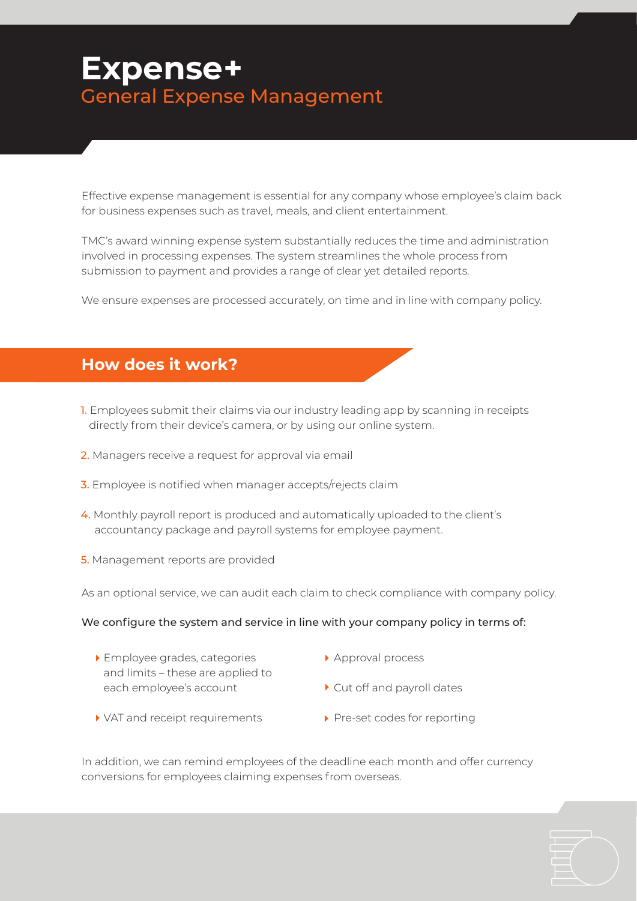# Expense+

## General Expense Management

Effective expense management is essential for any company whose employee's claim back for business expenses such as travel, meals, and client entertainment.

TMC's award winning expense system substantially reduces the time and administration involved in processing expenses. The system streamlines the whole process from submission to payment and provides a range of clear yet detailed reports.

We ensure expenses are processed accurately, on time and in line with company policy.

## How does it work?

1. Employees submit their claims via our industry leading app by scanning in receipts directly from their device's camera, or by using our online system.
2. Managers receive a request for approval via email
3. Employee is notified when manager accepts/rejects claim
4. Monthly payroll report is produced and automatically uploaded to the client's accountancy package and payroll systems for employee payment.
5. Management reports are provided

As an optional service, we can audit each claim to check compliance with company policy.

We configure the system and service in line with your company policy in terms of:

- Employee grades, categories and limits – these are applied to each employee's account
- VAT and receipt requirements
- Approval process
- Cut off and payroll dates
- Pre-set codes for reporting

In addition, we can remind employees of the deadline each month and offer currency conversions for employees claiming expenses from overseas.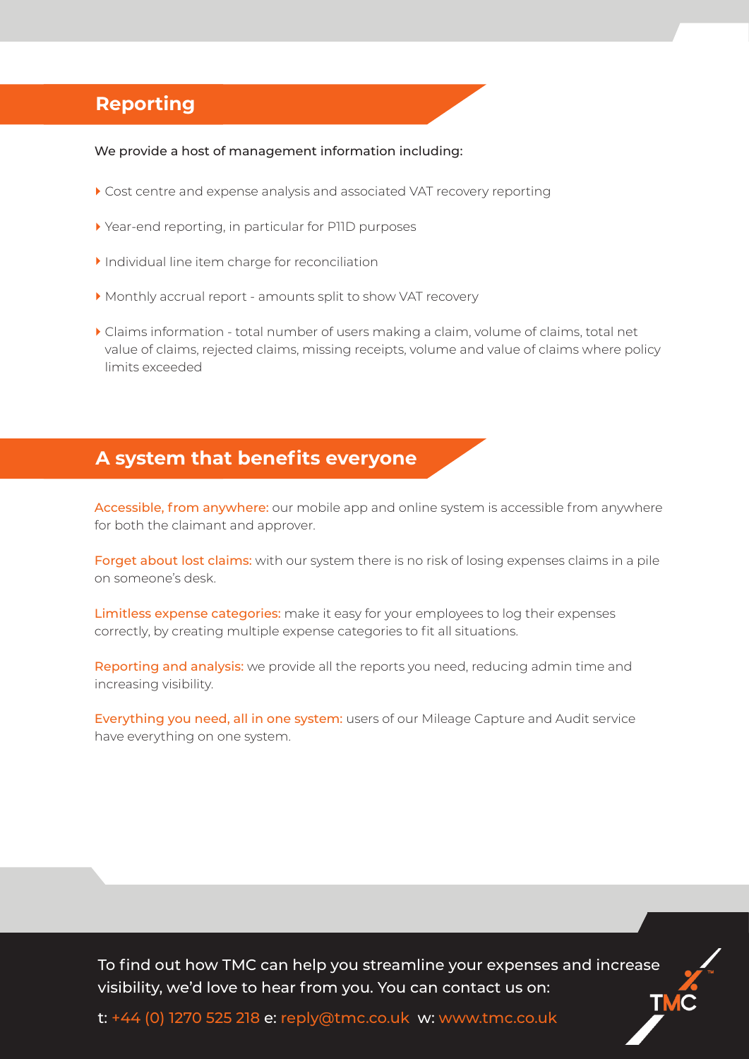## Reporting

We provide a host of management information including:

- Cost centre and expense analysis and associated VAT recovery reporting
- Year-end reporting, in particular for P11D purposes
- Individual line item charge for reconciliation
- Monthly accrual report - amounts split to show VAT recovery
- Claims information - total number of users making a claim, volume of claims, total net value of claims, rejected claims, missing receipts, volume and value of claims where policy limits exceeded

## A system that benefits everyone

Accessible, from anywhere: our mobile app and online system is accessible from anywhere for both the claimant and approver.

Forget about lost claims: with our system there is no risk of losing expenses claims in a pile on someone's desk.

Limitless expense categories: make it easy for your employees to log their expenses correctly, by creating multiple expense categories to fit all situations.

Reporting and analysis: we provide all the reports you need, reducing admin time and increasing visibility.

Everything you need, all in one system: users of our Mileage Capture and Audit service have everything on one system.

To find out how TMC can help you streamline your expenses and increase visibility, we'd love to hear from you. You can contact us on:

t: +44 (0) 1270 525 218 e: reply@tmc.co.uk w: www.tmc.co.uk

TMC